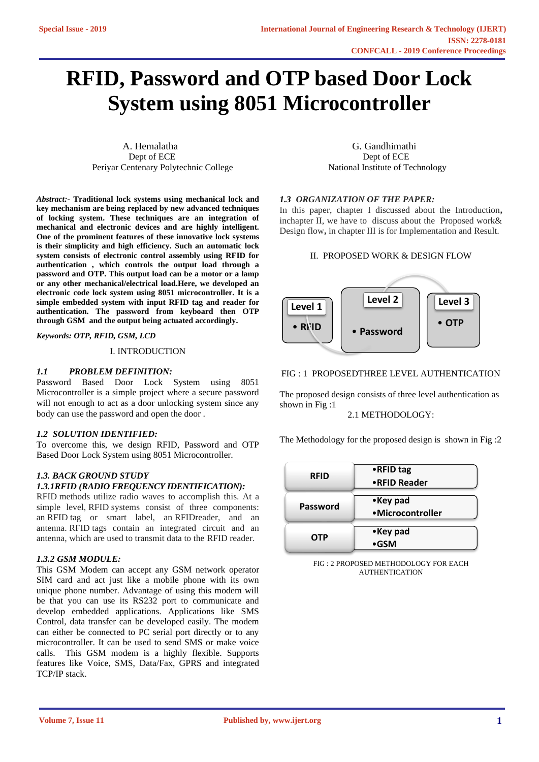# RFID, Password and OTP based Door Lock System using 8051 Microcontroller

A. Hemalatha
Dept of ECE
Periyar Centenary Polytechnic College

G. Gandhimathi
Dept of ECE
National Institute of Technology

***Abstract:-*** **Traditional lock systems using mechanical lock and key mechanism are being replaced by new advanced techniques of locking system. These techniques are an integration of mechanical and electronic devices and are highly intelligent. One of the prominent features of these innovative lock systems is their simplicity and high efficiency. Such an automatic lock system consists of electronic control assembly using RFID for authentication , which controls the output load through a password and OTP. This output load can be a motor or a lamp or any other mechanical/electrical load.Here, we developed an electronic code lock system using 8051 microcontroller. It is a simple embedded system with input RFID tag and reader for authentication. The password from keyboard then OTP through GSM and the output being actuated accordingly.**

***Keywords: OTP, RFID, GSM, LCD***

## I. INTRODUCTION

### *1.1 PROBLEM DEFINITION:*

Password Based Door Lock System using 8051 Microcontroller is a simple project where a secure password will not enough to act as a door unlocking system since any body can use the password and open the door .

### *1.2 SOLUTION IDENTIFIED:*

To overcome this, we design RFID, Password and OTP Based Door Lock System using 8051 Microcontroller.

### *1.3. BACK GROUND STUDY*

#### *1.3.1RFID (RADIO FREQUENCY IDENTIFICATION):*

RFID methods utilize radio waves to accomplish this. At a simple level, RFID systems consist of three components: an RFID tag or smart label, an RFIDreader, and an antenna. RFID tags contain an integrated circuit and an antenna, which are used to transmit data to the RFID reader.

#### *1.3.2 GSM MODULE:*

This GSM Modem can accept any GSM network operator SIM card and act just like a mobile phone with its own unique phone number. Advantage of using this modem will be that you can use its RS232 port to communicate and develop embedded applications. Applications like SMS Control, data transfer can be developed easily. The modem can either be connected to PC serial port directly or to any microcontroller. It can be used to send SMS or make voice calls. This GSM modem is a highly flexible. Supports features like Voice, SMS, Data/Fax, GPRS and integrated TCP/IP stack.

### *1.3 ORGANIZATION OF THE PAPER:*

In this paper, chapter I discussed about the Introduction, inchapter II, we have to discuss about the Proposed work& Design flow, in chapter III is for Implementation and Result.

## II. PROPOSED WORK & DESIGN FLOW

| Level 1 | Level 2 | Level 3 |
|---|---|---|
| • RFID | • Password | • OTP |

FIG : 1 PROPOSEDTHREE LEVEL AUTHENTICATION

The proposed design consists of three level authentication as shown in Fig :1

### 2.1 METHODOLOGY:

The Methodology for the proposed design is shown in Fig :2

| | |
|---|---|
| RFID | •RFID tag<br>•RFID Reader |
| Password | •Key pad<br>•Microcontroller |
| OTP | •Key pad<br>•GSM |

FIG : 2 PROPOSED METHODOLOGY FOR EACH AUTHENTICATION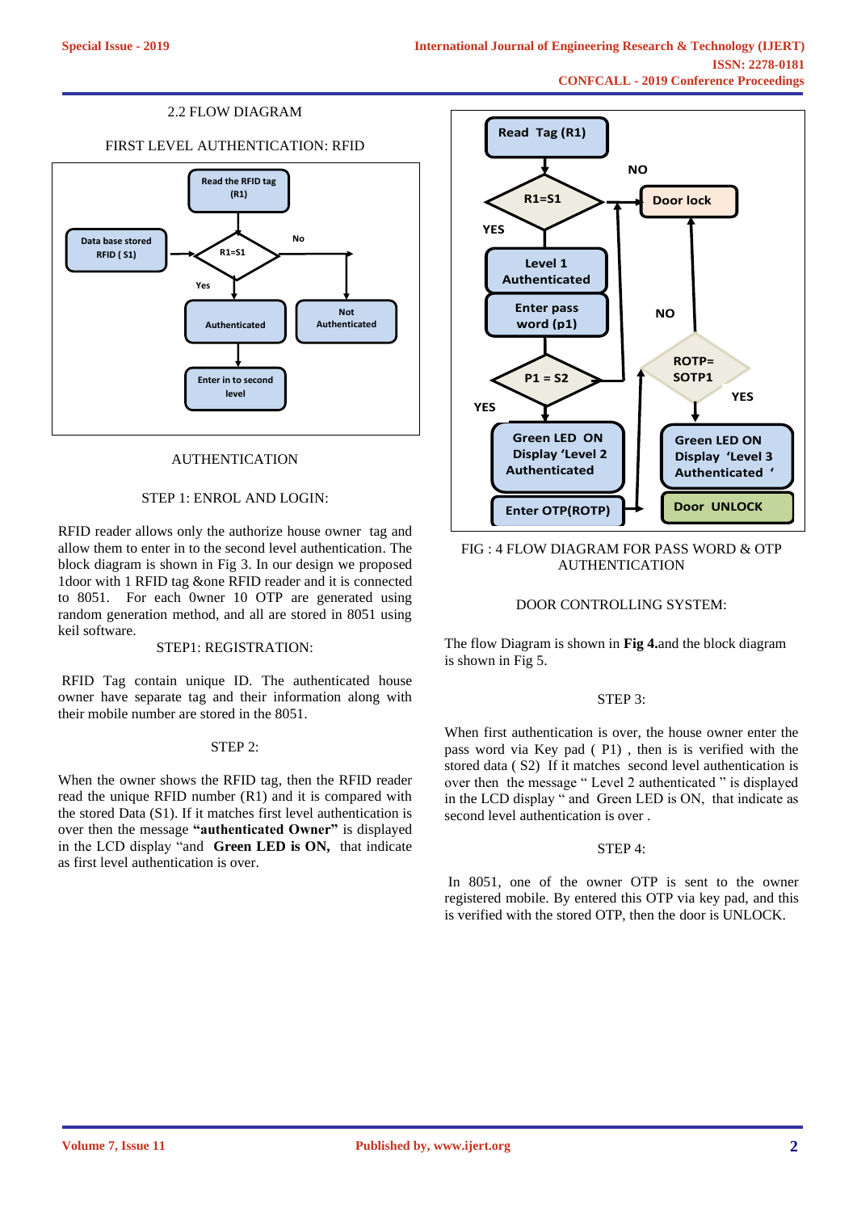### 2.2 FLOW DIAGRAM

FIRST LEVEL AUTHENTICATION: RFID

Read the RFID tag (R1)

Data base stored RFID ( S1)

R1=S1

No

Yes

Authenticated

Not Authenticated

Enter in to second level

AUTHENTICATION

STEP 1: ENROL AND LOGIN:

RFID reader allows only the authorize house owner tag and allow them to enter in to the second level authentication. The block diagram is shown in Fig 3. In our design we proposed 1door with 1 RFID tag &one RFID reader and it is connected to 8051. For each 0wner 10 OTP are generated using random generation method, and all are stored in 8051 using keil software.

STEP1: REGISTRATION:

RFID Tag contain unique ID. The authenticated house owner have separate tag and their information along with their mobile number are stored in the 8051.

STEP 2:

When the owner shows the RFID tag, then the RFID reader read the unique RFID number (R1) and it is compared with the stored Data (S1). If it matches first level authentication is over then the message **"authenticated Owner"** is displayed in the LCD display "and **Green LED is ON,** that indicate as first level authentication is over.

Read Tag (R1)

R1=S1

NO

Door lock

YES

Level 1 Authenticated

Enter pass word (p1)

NO

P1 = S2

ROTP= SOTP1

YES

YES

Green LED ON Display 'Level 2 Authenticated

Green LED ON Display 'Level 3 Authenticated '

Enter OTP(ROTP)

Door UNLOCK

FIG : 4 FLOW DIAGRAM FOR PASS WORD & OTP AUTHENTICATION

DOOR CONTROLLING SYSTEM:

The flow Diagram is shown in **Fig 4.**and the block diagram is shown in Fig 5.

STEP 3:

When first authentication is over, the house owner enter the pass word via Key pad ( P1) , then is is verified with the stored data ( S2) If it matches second level authentication is over then the message " Level 2 authenticated " is displayed in the LCD display " and Green LED is ON, that indicate as second level authentication is over .

STEP 4:

In 8051, one of the owner OTP is sent to the owner registered mobile. By entered this OTP via key pad, and this is verified with the stored OTP, then the door is UNLOCK.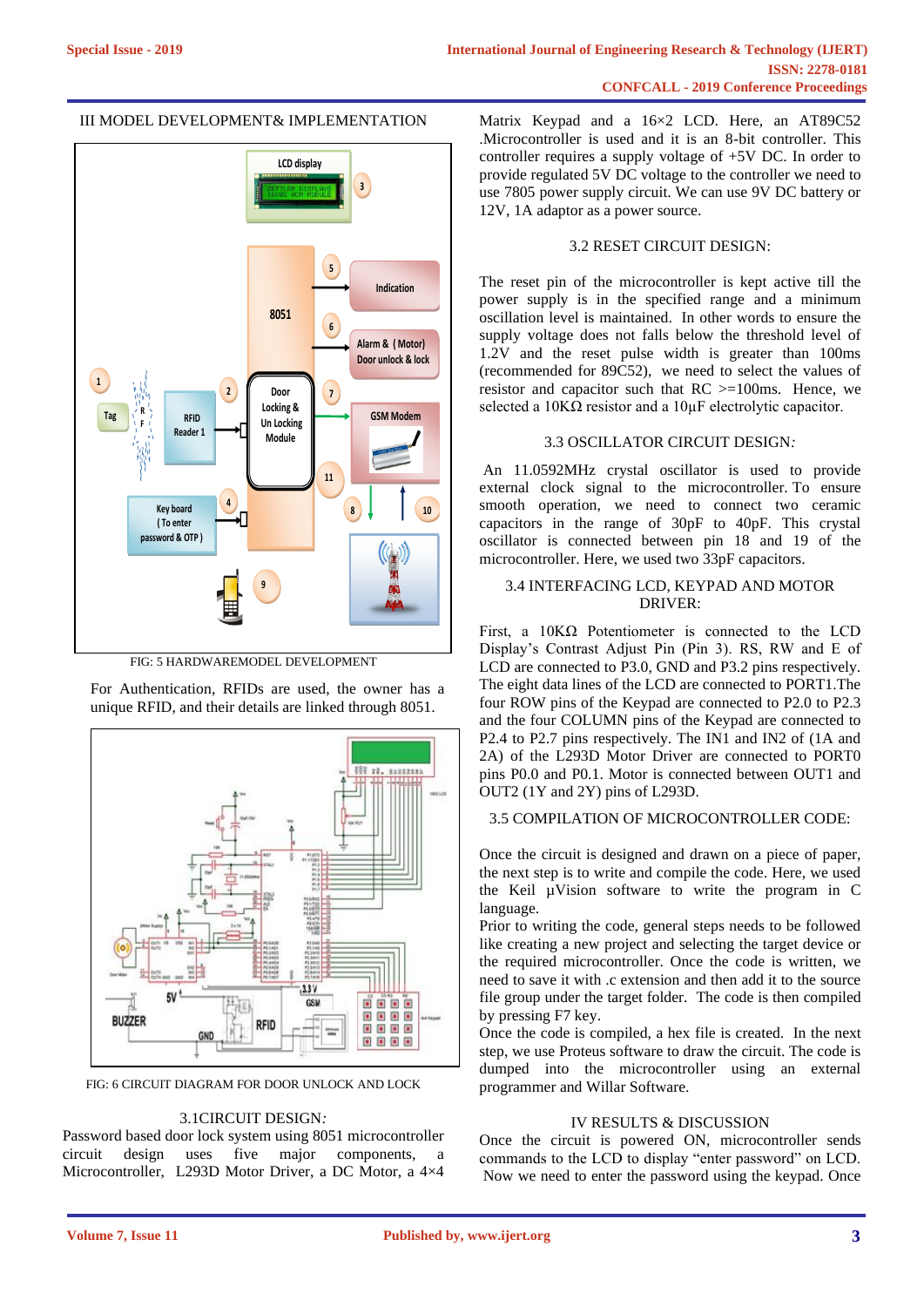## III MODEL DEVELOPMENT& IMPLEMENTATION

FIG: 5 HARDWAREMODEL DEVELOPMENT

For Authentication, RFIDs are used, the owner has a unique RFID, and their details are linked through 8051.

FIG: 6 CIRCUIT DIAGRAM FOR DOOR UNLOCK AND LOCK

### 3.1CIRCUIT DESIGN:

Password based door lock system using 8051 microcontroller circuit design uses five major components, a Microcontroller, L293D Motor Driver, a DC Motor, a 4×4 Matrix Keypad and a 16×2 LCD. Here, an AT89C52 .Microcontroller is used and it is an 8-bit controller. This controller requires a supply voltage of +5V DC. In order to provide regulated 5V DC voltage to the controller we need to use 7805 power supply circuit. We can use 9V DC battery or 12V, 1A adaptor as a power source.

### 3.2 RESET CIRCUIT DESIGN:

The reset pin of the microcontroller is kept active till the power supply is in the specified range and a minimum oscillation level is maintained. In other words to ensure the supply voltage does not falls below the threshold level of 1.2V and the reset pulse width is greater than 100ms (recommended for 89C52), we need to select the values of resistor and capacitor such that RC >=100ms. Hence, we selected a 10KΩ resistor and a 10µF electrolytic capacitor.

### 3.3 OSCILLATOR CIRCUIT DESIGN:

An 11.0592MHz crystal oscillator is used to provide external clock signal to the microcontroller. To ensure smooth operation, we need to connect two ceramic capacitors in the range of 30pF to 40pF. This crystal oscillator is connected between pin 18 and 19 of the microcontroller. Here, we used two 33pF capacitors.

### 3.4 INTERFACING LCD, KEYPAD AND MOTOR DRIVER:

First, a 10KΩ Potentiometer is connected to the LCD Display's Contrast Adjust Pin (Pin 3). RS, RW and E of LCD are connected to P3.0, GND and P3.2 pins respectively. The eight data lines of the LCD are connected to PORT1.The four ROW pins of the Keypad are connected to P2.0 to P2.3 and the four COLUMN pins of the Keypad are connected to P2.4 to P2.7 pins respectively. The IN1 and IN2 of (1A and 2A) of the L293D Motor Driver are connected to PORT0 pins P0.0 and P0.1. Motor is connected between OUT1 and OUT2 (1Y and 2Y) pins of L293D.

### 3.5 COMPILATION OF MICROCONTROLLER CODE:

Once the circuit is designed and drawn on a piece of paper, the next step is to write and compile the code. Here, we used the Keil µVision software to write the program in C language.

Prior to writing the code, general steps needs to be followed like creating a new project and selecting the target device or the required microcontroller. Once the code is written, we need to save it with .c extension and then add it to the source file group under the target folder. The code is then compiled by pressing F7 key.

Once the code is compiled, a hex file is created. In the next step, we use Proteus software to draw the circuit. The code is dumped into the microcontroller using an external programmer and Willar Software.

## IV RESULTS & DISCUSSION

Once the circuit is powered ON, microcontroller sends commands to the LCD to display "enter password" on LCD. Now we need to enter the password using the keypad. Once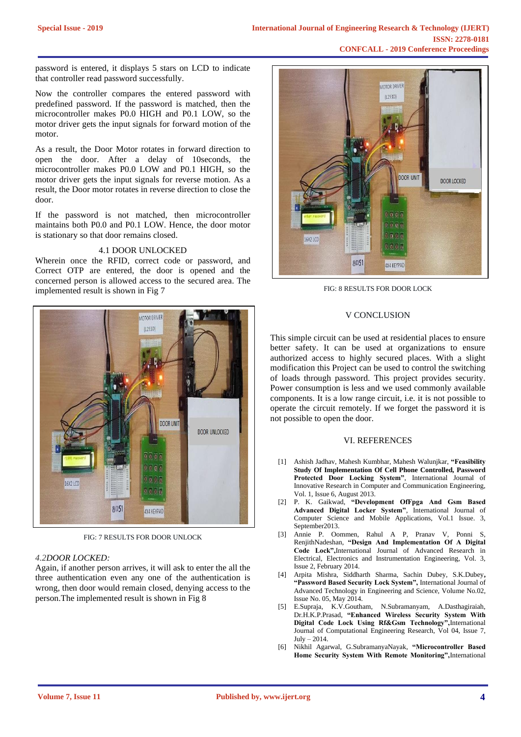password is entered, it displays 5 stars on LCD to indicate that controller read password successfully.

Now the controller compares the entered password with predefined password. If the password is matched, then the microcontroller makes P0.0 HIGH and P0.1 LOW, so the motor driver gets the input signals for forward motion of the motor.

As a result, the Door Motor rotates in forward direction to open the door. After a delay of 10seconds, the microcontroller makes P0.0 LOW and P0.1 HIGH, so the motor driver gets the input signals for reverse motion. As a result, the Door motor rotates in reverse direction to close the door.

If the password is not matched, then microcontroller maintains both P0.0 and P0.1 LOW. Hence, the door motor is stationary so that door remains closed.

### 4.1 DOOR UNLOCKED

Wherein once the RFID, correct code or password, and Correct OTP are entered, the door is opened and the concerned person is allowed access to the secured area. The implemented result is shown in Fig 7

FIG: 7 RESULTS FOR DOOR UNLOCK

### *4.2DOOR LOCKED:*

Again, if another person arrives, it will ask to enter the all the three authentication even any one of the authentication is wrong, then door would remain closed, denying access to the person.The implemented result is shown in Fig 8

FIG: 8 RESULTS FOR DOOR LOCK

## V CONCLUSION

This simple circuit can be used at residential places to ensure better safety. It can be used at organizations to ensure authorized access to highly secured places. With a slight modification this Project can be used to control the switching of loads through password. This project provides security. Power consumption is less and we used commonly available components. It is a low range circuit, i.e. it is not possible to operate the circuit remotely. If we forget the password it is not possible to open the door.

## VI. REFERENCES

[1] Ashish Jadhav, Mahesh Kumbhar, Mahesh Walunjkar, **"Feasibility Study Of Implementation Of Cell Phone Controlled, Password Protected Door Locking System"**, International Journal of Innovative Research in Computer and Communication Engineering, Vol. 1, Issue 6, August 2013.

[2] P. K. Gaikwad, **"Development OfFpga And Gsm Based Advanced Digital Locker System"**, International Journal of Computer Science and Mobile Applications, Vol.1 Issue. 3, September2013.

[3] Annie P. Oommen, Rahul A P, Pranav V, Ponni S, RenjithNadeshan, **"Design And Implementation Of A Digital Code Lock"**,International Journal of Advanced Research in Electrical, Electronics and Instrumentation Engineering, Vol. 3, Issue 2, February 2014.

[4] Arpita Mishra, Siddharth Sharma, Sachin Dubey, S.K.Dubey, **"Password Based Security Lock System"**, International Journal of Advanced Technology in Engineering and Science, Volume No.02, Issue No. 05, May 2014.

[5] E.Supraja, K.V.Goutham, N.Subramanyam, A.Dasthagiraiah, Dr.H.K.P.Prasad, **"Enhanced Wireless Security System With Digital Code Lock Using Rf&Gsm Technology"**,International Journal of Computational Engineering Research, Vol 04, Issue 7, July – 2014.

[6] Nikhil Agarwal, G.SubramanyaNayak, **"Microcontroller Based Home Security System With Remote Monitoring"**,International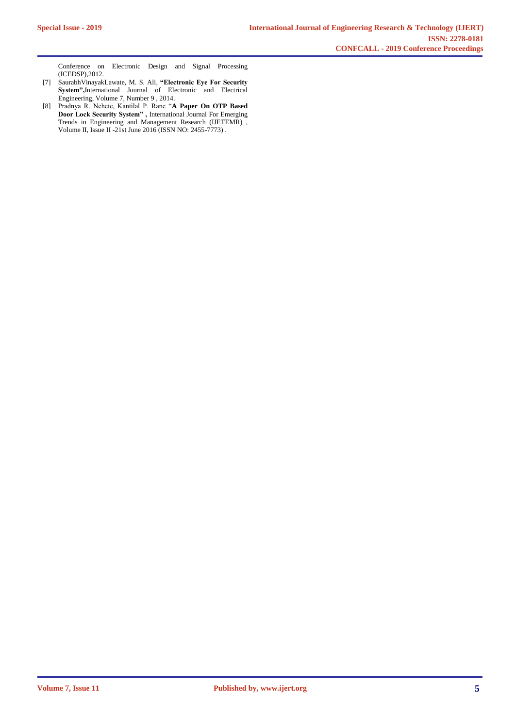Conference on Electronic Design and Signal Processing (ICEDSP),2012.

[7] SaurabhVinayakLawate, M. S. Ali, **"Electronic Eye For Security System",**International Journal of Electronic and Electrical Engineering, Volume 7, Number 9 , 2014.

[8] Pradnya R. Nehete, Kantilal P. Rane "**A Paper On OTP Based Door Lock Security System" ,** International Journal For Emerging Trends in Engineering and Management Research (IJETEMR) , Volume II, Issue II -21st June 2016 (ISSN NO: 2455-7773) .